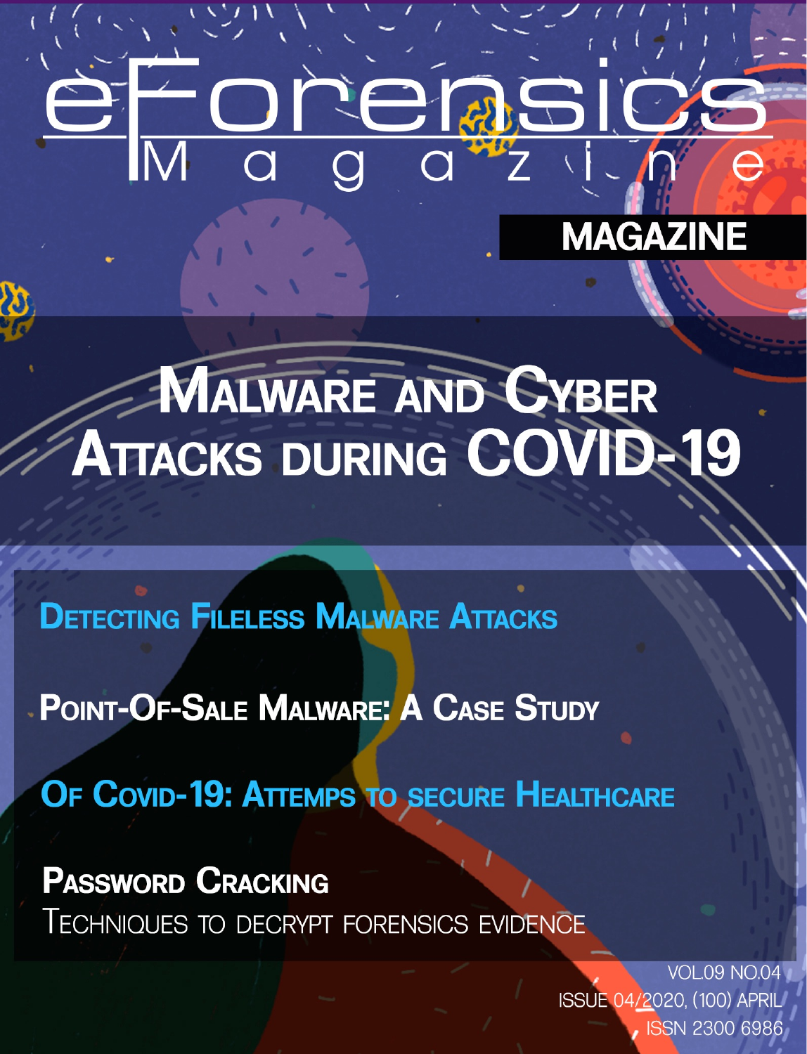# eForensics Magazine

MAGAZINE

# Malware and Cyber Attacks during COVID-19

## Detecting Fileless Malware Attacks

## Point-Of-Sale Malware: A Case Study

## Of Covid-19: Attemps to secure Healthcare

## Password Cracking

Techniques to decrypt forensics evidence

VOL.09 NO.04
ISSUE 04/2020, (100) APRIL
ISSN 2300 6986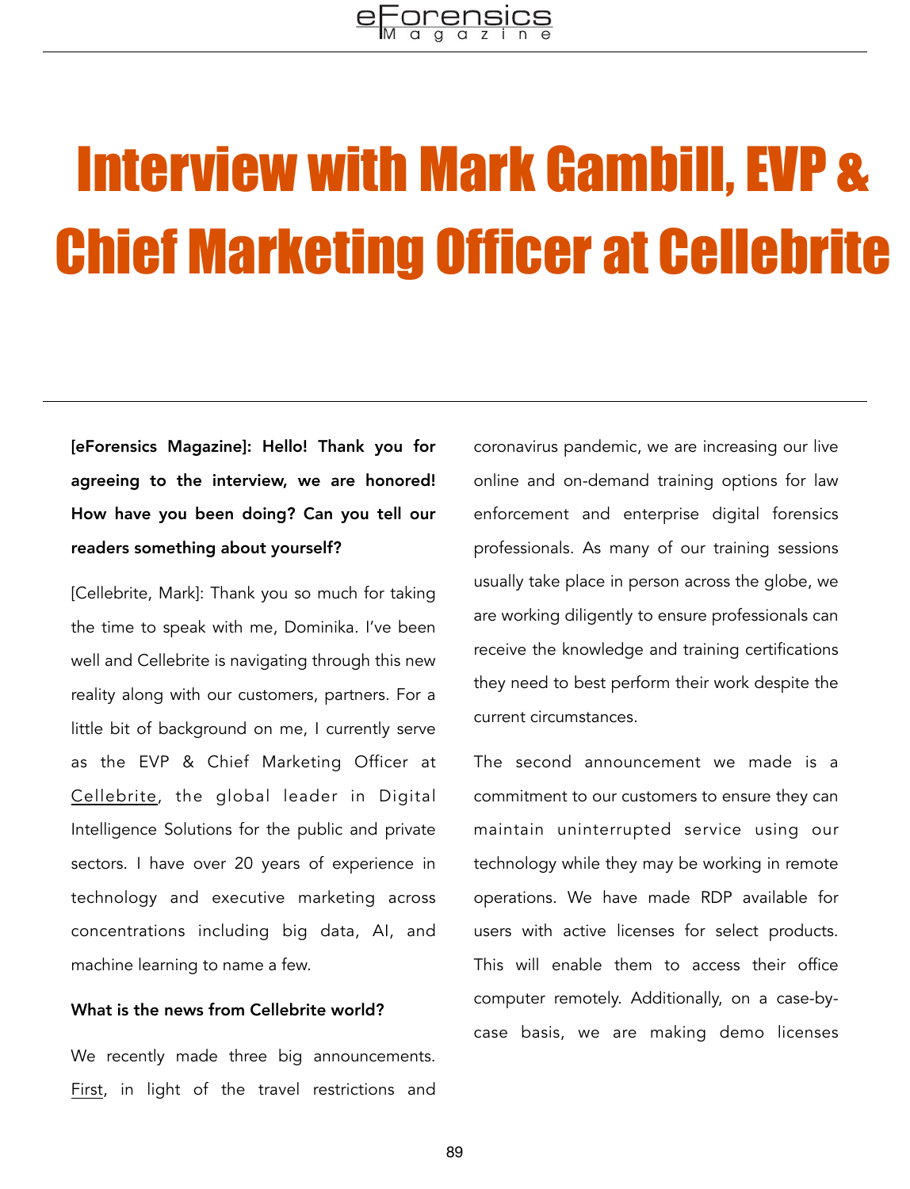# Interview with Mark Gambill, EVP & Chief Marketing Officer at Cellebrite

**[eForensics Magazine]: Hello! Thank you for agreeing to the interview, we are honored! How have you been doing? Can you tell our readers something about yourself?**

[Cellebrite, Mark]: Thank you so much for taking the time to speak with me, Dominika. I've been well and Cellebrite is navigating through this new reality along with our customers, partners. For a little bit of background on me, I currently serve as the EVP & Chief Marketing Officer at Cellebrite, the global leader in Digital Intelligence Solutions for the public and private sectors. I have over 20 years of experience in technology and executive marketing across concentrations including big data, AI, and machine learning to name a few.

**What is the news from Cellebrite world?**

We recently made three big announcements. First, in light of the travel restrictions and coronavirus pandemic, we are increasing our live online and on-demand training options for law enforcement and enterprise digital forensics professionals. As many of our training sessions usually take place in person across the globe, we are working diligently to ensure professionals can receive the knowledge and training certifications they need to best perform their work despite the current circumstances.

The second announcement we made is a commitment to our customers to ensure they can maintain uninterrupted service using our technology while they may be working in remote operations. We have made RDP available for users with active licenses for select products. This will enable them to access their office computer remotely. Additionally, on a case-by-case basis, we are making demo licenses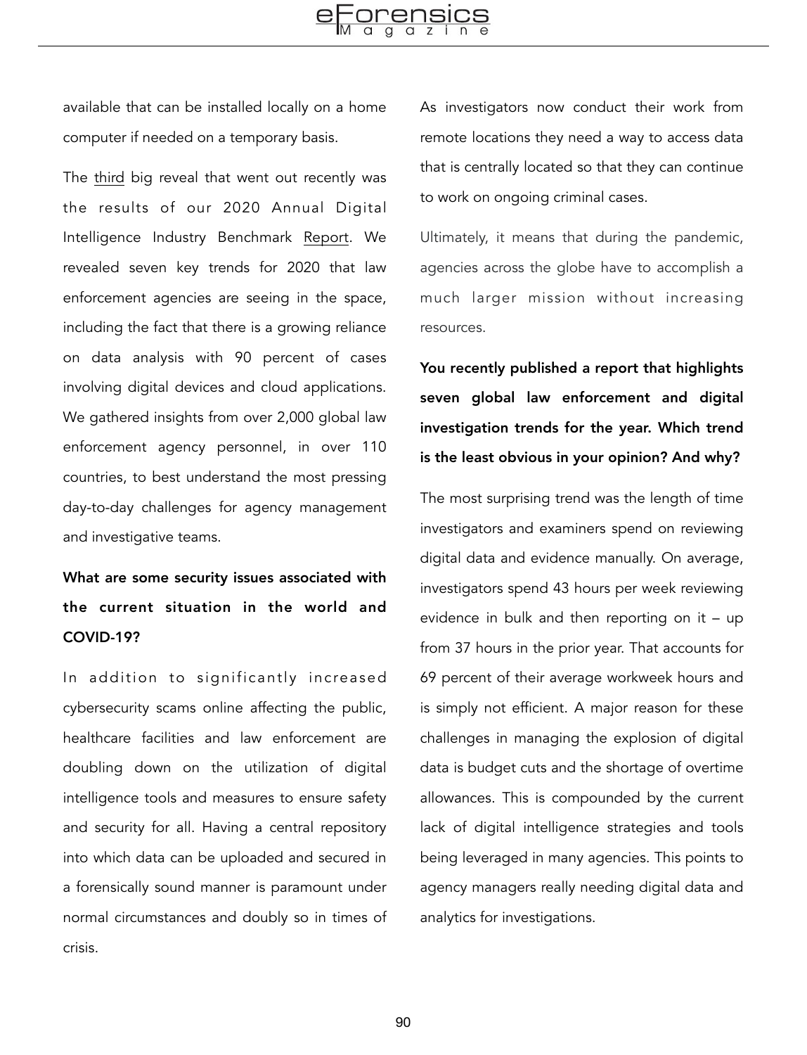available that can be installed locally on a home computer if needed on a temporary basis.

The third big reveal that went out recently was the results of our 2020 Annual Digital Intelligence Industry Benchmark Report. We revealed seven key trends for 2020 that law enforcement agencies are seeing in the space, including the fact that there is a growing reliance on data analysis with 90 percent of cases involving digital devices and cloud applications. We gathered insights from over 2,000 global law enforcement agency personnel, in over 110 countries, to best understand the most pressing day-to-day challenges for agency management and investigative teams.

**What are some security issues associated with the current situation in the world and COVID-19?**

In addition to significantly increased cybersecurity scams online affecting the public, healthcare facilities and law enforcement are doubling down on the utilization of digital intelligence tools and measures to ensure safety and security for all. Having a central repository into which data can be uploaded and secured in a forensically sound manner is paramount under normal circumstances and doubly so in times of crisis.

As investigators now conduct their work from remote locations they need a way to access data that is centrally located so that they can continue to work on ongoing criminal cases.

Ultimately, it means that during the pandemic, agencies across the globe have to accomplish a much larger mission without increasing resources.

**You recently published a report that highlights seven global law enforcement and digital investigation trends for the year. Which trend is the least obvious in your opinion? And why?**

The most surprising trend was the length of time investigators and examiners spend on reviewing digital data and evidence manually. On average, investigators spend 43 hours per week reviewing evidence in bulk and then reporting on it – up from 37 hours in the prior year. That accounts for 69 percent of their average workweek hours and is simply not efficient. A major reason for these challenges in managing the explosion of digital data is budget cuts and the shortage of overtime allowances. This is compounded by the current lack of digital intelligence strategies and tools being leveraged in many agencies. This points to agency managers really needing digital data and analytics for investigations.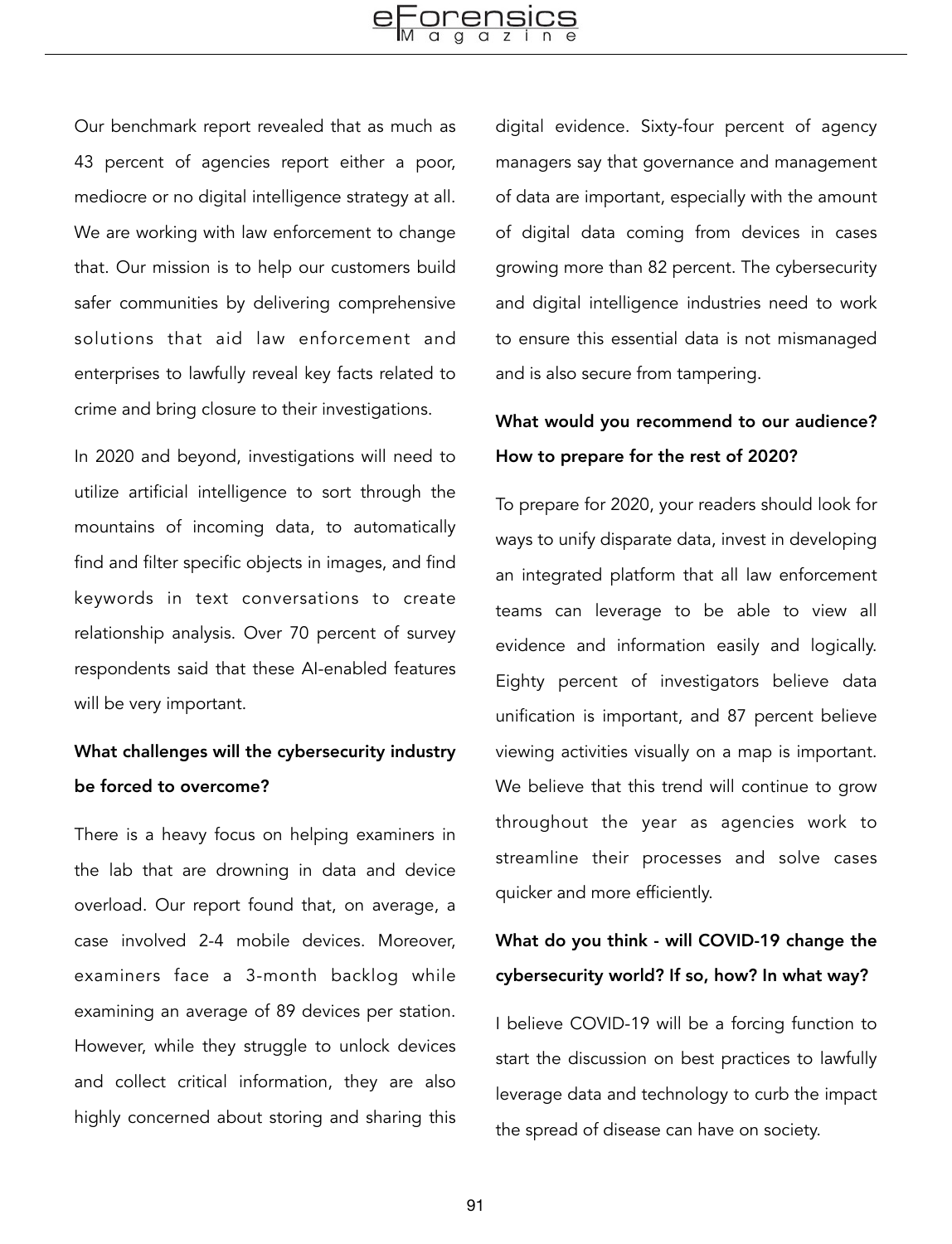Our benchmark report revealed that as much as 43 percent of agencies report either a poor, mediocre or no digital intelligence strategy at all. We are working with law enforcement to change that. Our mission is to help our customers build safer communities by delivering comprehensive solutions that aid law enforcement and enterprises to lawfully reveal key facts related to crime and bring closure to their investigations.

In 2020 and beyond, investigations will need to utilize artificial intelligence to sort through the mountains of incoming data, to automatically find and filter specific objects in images, and find keywords in text conversations to create relationship analysis. Over 70 percent of survey respondents said that these AI-enabled features will be very important.

**What challenges will the cybersecurity industry be forced to overcome?**

There is a heavy focus on helping examiners in the lab that are drowning in data and device overload. Our report found that, on average, a case involved 2-4 mobile devices. Moreover, examiners face a 3-month backlog while examining an average of 89 devices per station. However, while they struggle to unlock devices and collect critical information, they are also highly concerned about storing and sharing this digital evidence. Sixty-four percent of agency managers say that governance and management of data are important, especially with the amount of digital data coming from devices in cases growing more than 82 percent. The cybersecurity and digital intelligence industries need to work to ensure this essential data is not mismanaged and is also secure from tampering.

**What would you recommend to our audience? How to prepare for the rest of 2020?**

To prepare for 2020, your readers should look for ways to unify disparate data, invest in developing an integrated platform that all law enforcement teams can leverage to be able to view all evidence and information easily and logically. Eighty percent of investigators believe data unification is important, and 87 percent believe viewing activities visually on a map is important. We believe that this trend will continue to grow throughout the year as agencies work to streamline their processes and solve cases quicker and more efficiently.

**What do you think - will COVID-19 change the cybersecurity world? If so, how? In what way?**

I believe COVID-19 will be a forcing function to start the discussion on best practices to lawfully leverage data and technology to curb the impact the spread of disease can have on society.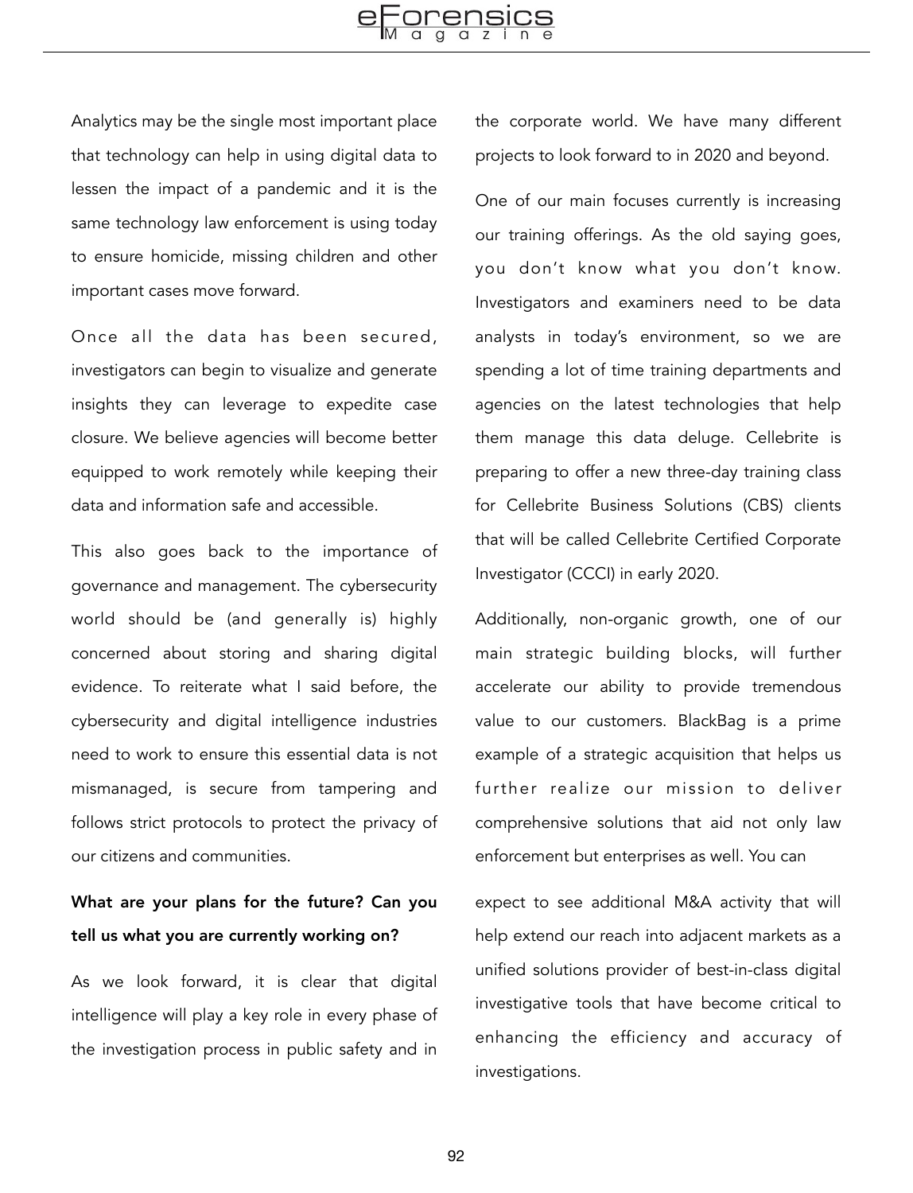Analytics may be the single most important place that technology can help in using digital data to lessen the impact of a pandemic and it is the same technology law enforcement is using today to ensure homicide, missing children and other important cases move forward.

Once all the data has been secured, investigators can begin to visualize and generate insights they can leverage to expedite case closure. We believe agencies will become better equipped to work remotely while keeping their data and information safe and accessible.

This also goes back to the importance of governance and management. The cybersecurity world should be (and generally is) highly concerned about storing and sharing digital evidence. To reiterate what I said before, the cybersecurity and digital intelligence industries need to work to ensure this essential data is not mismanaged, is secure from tampering and follows strict protocols to protect the privacy of our citizens and communities.

**What are your plans for the future? Can you tell us what you are currently working on?**

As we look forward, it is clear that digital intelligence will play a key role in every phase of the investigation process in public safety and in the corporate world. We have many different projects to look forward to in 2020 and beyond.

One of our main focuses currently is increasing our training offerings. As the old saying goes, you don't know what you don't know. Investigators and examiners need to be data analysts in today's environment, so we are spending a lot of time training departments and agencies on the latest technologies that help them manage this data deluge. Cellebrite is preparing to offer a new three-day training class for Cellebrite Business Solutions (CBS) clients that will be called Cellebrite Certified Corporate Investigator (CCCI) in early 2020.

Additionally, non-organic growth, one of our main strategic building blocks, will further accelerate our ability to provide tremendous value to our customers. BlackBag is a prime example of a strategic acquisition that helps us further realize our mission to deliver comprehensive solutions that aid not only law enforcement but enterprises as well. You can expect to see additional M&A activity that will help extend our reach into adjacent markets as a unified solutions provider of best-in-class digital investigative tools that have become critical to enhancing the efficiency and accuracy of investigations.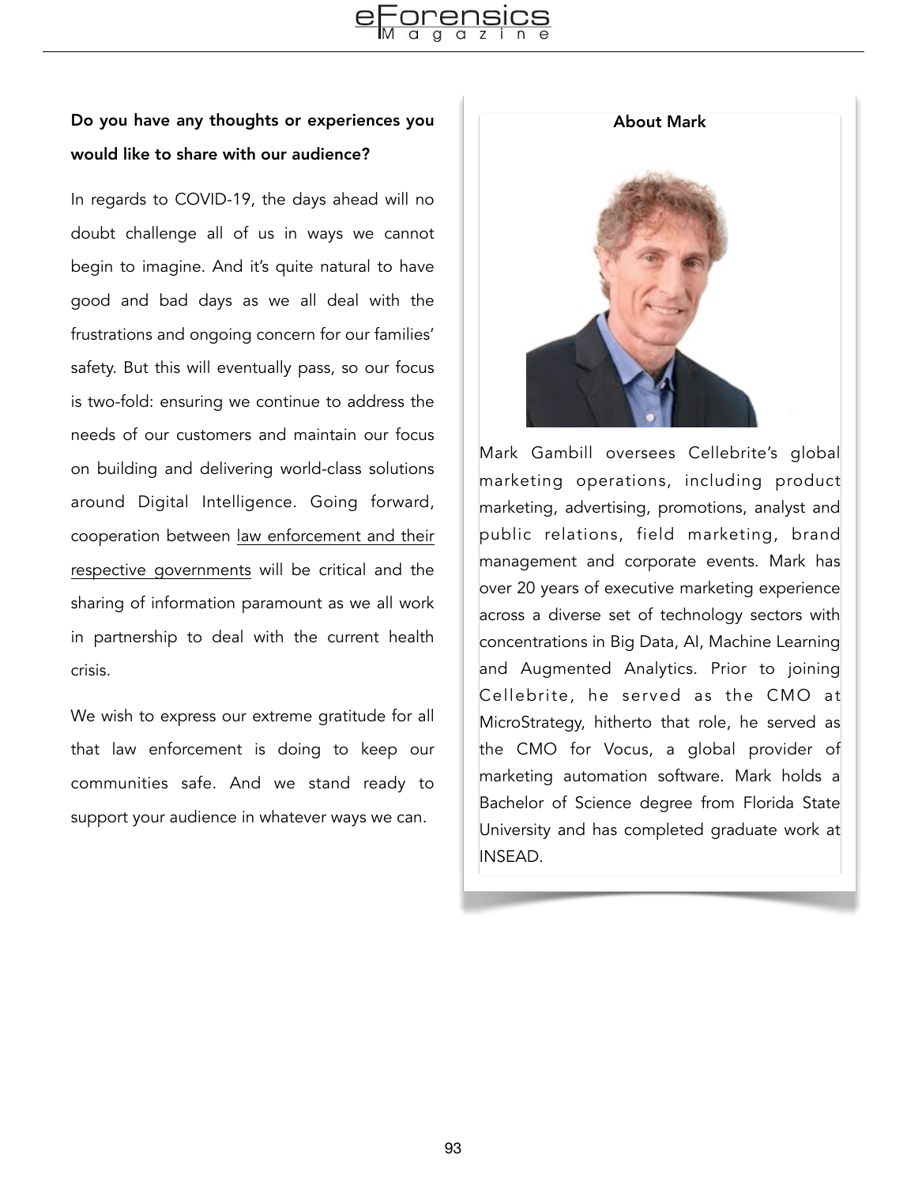**Do you have any thoughts or experiences you would like to share with our audience?**

In regards to COVID-19, the days ahead will no doubt challenge all of us in ways we cannot begin to imagine. And it's quite natural to have good and bad days as we all deal with the frustrations and ongoing concern for our families' safety. But this will eventually pass, so our focus is two-fold: ensuring we continue to address the needs of our customers and maintain our focus on building and delivering world-class solutions around Digital Intelligence. Going forward, cooperation between law enforcement and their respective governments will be critical and the sharing of information paramount as we all work in partnership to deal with the current health crisis.

We wish to express our extreme gratitude for all that law enforcement is doing to keep our communities safe. And we stand ready to support your audience in whatever ways we can.

**About Mark**

Mark Gambill oversees Cellebrite's global marketing operations, including product marketing, advertising, promotions, analyst and public relations, field marketing, brand management and corporate events. Mark has over 20 years of executive marketing experience across a diverse set of technology sectors with concentrations in Big Data, AI, Machine Learning and Augmented Analytics. Prior to joining Cellebrite, he served as the CMO at MicroStrategy, hitherto that role, he served as the CMO for Vocus, a global provider of marketing automation software. Mark holds a Bachelor of Science degree from Florida State University and has completed graduate work at INSEAD.